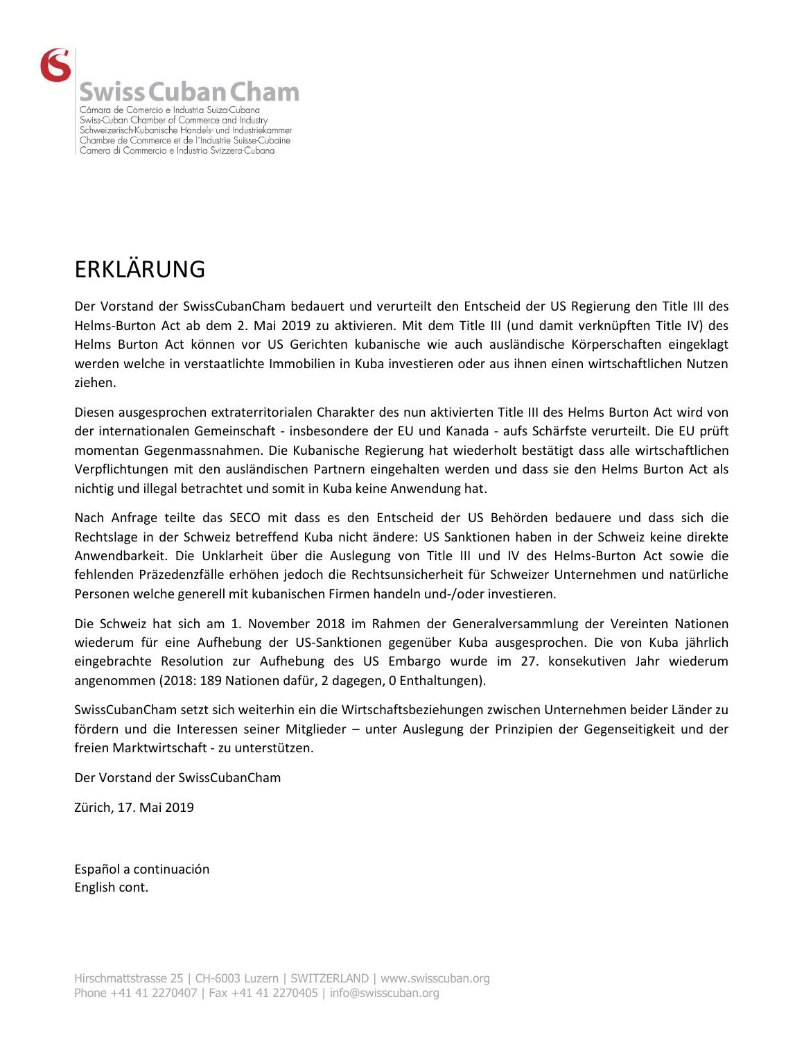**Swiss Cuban Cham**

Cámara de Comercio e Industria Suiza-Cubana
Swiss-Cuban Chamber of Commerce and Industry
Schweizerisch-Kubanische Handels- und Industriekammer
Chambre de Commerce et de l'Industrie Suisse-Cubaine
Camera di Commercio e Industria Svizzera-Cubana

# ERKLÄRUNG

Der Vorstand der SwissCubanCham bedauert und verurteilt den Entscheid der US Regierung den Title III des Helms-Burton Act ab dem 2. Mai 2019 zu aktivieren. Mit dem Title III (und damit verknüpften Title IV) des Helms Burton Act können vor US Gerichten kubanische wie auch ausländische Körperschaften eingeklagt werden welche in verstaatlichte Immobilien in Kuba investieren oder aus ihnen einen wirtschaftlichen Nutzen ziehen.

Diesen ausgesprochen extraterritorialen Charakter des nun aktivierten Title III des Helms Burton Act wird von der internationalen Gemeinschaft - insbesondere der EU und Kanada - aufs Schärfste verurteilt. Die EU prüft momentan Gegenmassnahmen. Die Kubanische Regierung hat wiederholt bestätigt dass alle wirtschaftlichen Verpflichtungen mit den ausländischen Partnern eingehalten werden und dass sie den Helms Burton Act als nichtig und illegal betrachtet und somit in Kuba keine Anwendung hat.

Nach Anfrage teilte das SECO mit dass es den Entscheid der US Behörden bedauere und dass sich die Rechtslage in der Schweiz betreffend Kuba nicht ändere: US Sanktionen haben in der Schweiz keine direkte Anwendbarkeit. Die Unklarheit über die Auslegung von Title III und IV des Helms-Burton Act sowie die fehlenden Präzedenzfälle erhöhen jedoch die Rechtsunsicherheit für Schweizer Unternehmen und natürliche Personen welche generell mit kubanischen Firmen handeln und-/oder investieren.

Die Schweiz hat sich am 1. November 2018 im Rahmen der Generalversammlung der Vereinten Nationen wiederum für eine Aufhebung der US-Sanktionen gegenüber Kuba ausgesprochen. Die von Kuba jährlich eingebrachte Resolution zur Aufhebung des US Embargo wurde im 27. konsekutiven Jahr wiederum angenommen (2018: 189 Nationen dafür, 2 dagegen, 0 Enthaltungen).

SwissCubanCham setzt sich weiterhin ein die Wirtschaftsbeziehungen zwischen Unternehmen beider Länder zu fördern und die Interessen seiner Mitglieder – unter Auslegung der Prinzipien der Gegenseitigkeit und der freien Marktwirtschaft - zu unterstützen.

Der Vorstand der SwissCubanCham

Zürich, 17. Mai 2019

Español a continuación
English cont.

Hirschmattstrasse 25 | CH-6003 Luzern | SWITZERLAND | www.swisscuban.org
Phone +41 41 2270407 | Fax +41 41 2270405 | info@swisscuban.org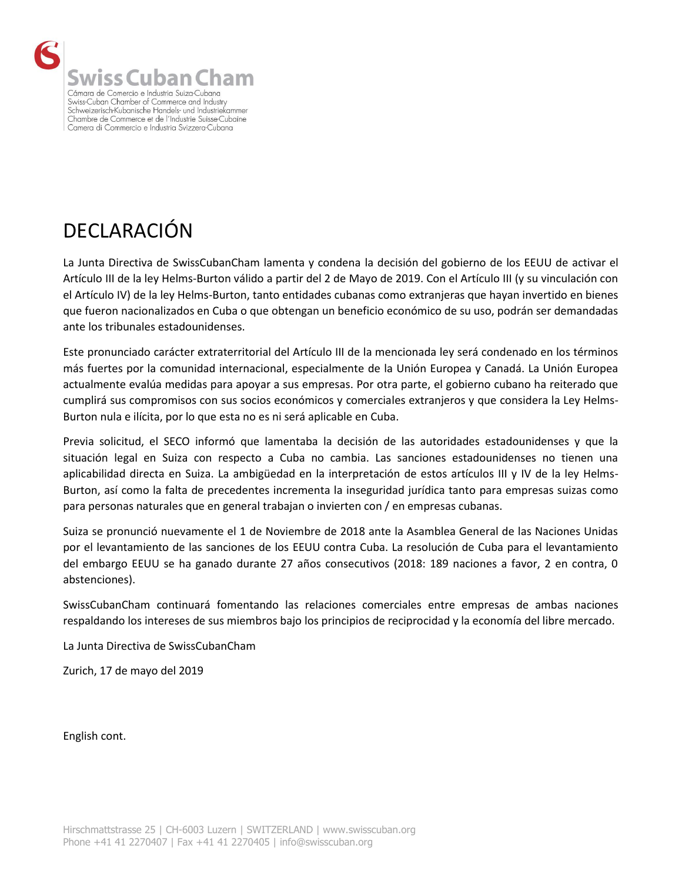Swiss Cuban Cham

Cámara de Comercio e Industria Suiza-Cubana
Swiss-Cuban Chamber of Commerce and Industry
Schweizerisch-Kubanische Handels- und Industriekammer
Chambre de Commerce et de l'Industrie Suisse-Cubaine
Camera di Commercio e Industria Svizzera-Cubana

# DECLARACIÓN

La Junta Directiva de SwissCubanCham lamenta y condena la decisión del gobierno de los EEUU de activar el Artículo III de la ley Helms-Burton válido a partir del 2 de Mayo de 2019. Con el Artículo III (y su vinculación con el Artículo IV) de la ley Helms-Burton, tanto entidades cubanas como extranjeras que hayan invertido en bienes que fueron nacionalizados en Cuba o que obtengan un beneficio económico de su uso, podrán ser demandadas ante los tribunales estadounidenses.

Este pronunciado carácter extraterritorial del Artículo III de la mencionada ley será condenado en los términos más fuertes por la comunidad internacional, especialmente de la Unión Europea y Canadá. La Unión Europea actualmente evalúa medidas para apoyar a sus empresas. Por otra parte, el gobierno cubano ha reiterado que cumplirá sus compromisos con sus socios económicos y comerciales extranjeros y que considera la Ley Helms-Burton nula e ilícita, por lo que esta no es ni será aplicable en Cuba.

Previa solicitud, el SECO informó que lamentaba la decisión de las autoridades estadounidenses y que la situación legal en Suiza con respecto a Cuba no cambia. Las sanciones estadounidenses no tienen una aplicabilidad directa en Suiza. La ambigüedad en la interpretación de estos artículos III y IV de la ley Helms-Burton, así como la falta de precedentes incrementa la inseguridad jurídica tanto para empresas suizas como para personas naturales que en general trabajan o invierten con / en empresas cubanas.

Suiza se pronunció nuevamente el 1 de Noviembre de 2018 ante la Asamblea General de las Naciones Unidas por el levantamiento de las sanciones de los EEUU contra Cuba. La resolución de Cuba para el levantamiento del embargo EEUU se ha ganado durante 27 años consecutivos (2018: 189 naciones a favor, 2 en contra, 0 abstenciones).

SwissCubanCham continuará fomentando las relaciones comerciales entre empresas de ambas naciones respaldando los intereses de sus miembros bajo los principios de reciprocidad y la economía del libre mercado.

La Junta Directiva de SwissCubanCham

Zurich, 17 de mayo del 2019

English cont.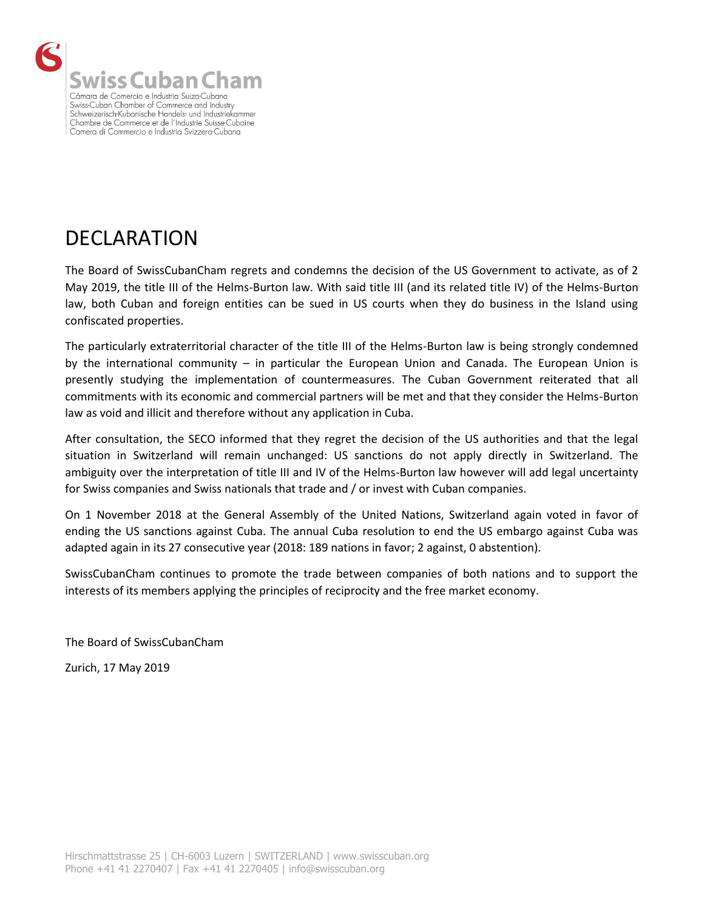Swiss Cuban Cham

Cámara de Comercio e Industria Suiza-Cubana
Swiss-Cuban Chamber of Commerce and Industry
Schweizerisch-Kubanische Handels- und Industriekammer
Chambre de Commerce et de l'Industrie Suisse-Cubaine
Camera di Commercio e Industria Svizzera-Cubana

# DECLARATION

The Board of SwissCubanCham regrets and condemns the decision of the US Government to activate, as of 2 May 2019, the title III of the Helms-Burton law. With said title III (and its related title IV) of the Helms-Burton law, both Cuban and foreign entities can be sued in US courts when they do business in the Island using confiscated properties.

The particularly extraterritorial character of the title III of the Helms-Burton law is being strongly condemned by the international community – in particular the European Union and Canada. The European Union is presently studying the implementation of countermeasures. The Cuban Government reiterated that all commitments with its economic and commercial partners will be met and that they consider the Helms-Burton law as void and illicit and therefore without any application in Cuba.

After consultation, the SECO informed that they regret the decision of the US authorities and that the legal situation in Switzerland will remain unchanged: US sanctions do not apply directly in Switzerland. The ambiguity over the interpretation of title III and IV of the Helms-Burton law however will add legal uncertainty for Swiss companies and Swiss nationals that trade and / or invest with Cuban companies.

On 1 November 2018 at the General Assembly of the United Nations, Switzerland again voted in favor of ending the US sanctions against Cuba. The annual Cuba resolution to end the US embargo against Cuba was adapted again in its 27 consecutive year (2018: 189 nations in favor; 2 against, 0 abstention).

SwissCubanCham continues to promote the trade between companies of both nations and to support the interests of its members applying the principles of reciprocity and the free market economy.

The Board of SwissCubanCham

Zurich, 17 May 2019

Hirschmattstrasse 25 | CH-6003 Luzern | SWITZERLAND | www.swisscuban.org
Phone +41 41 2270407 | Fax +41 41 2270405 | info@swisscuban.org